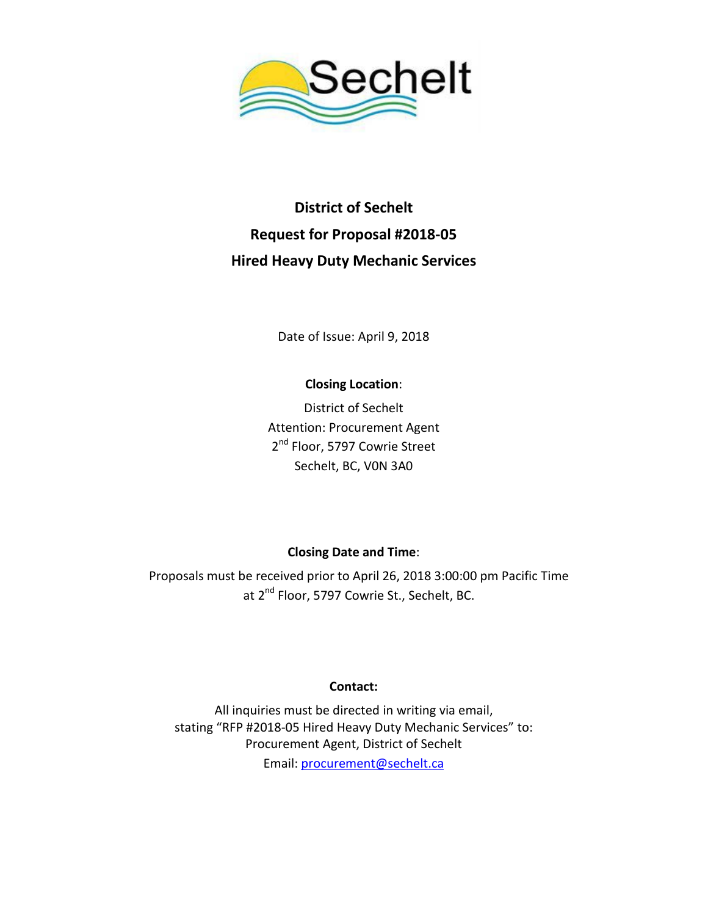# District of Sechelt

## Request for Proposal #2018-05

## Hired Heavy Duty Mechanic Services

Date of Issue: April 9, 2018

**Closing Location**:

District of Sechelt
Attention: Procurement Agent
2nd Floor, 5797 Cowrie Street
Sechelt, BC, V0N 3A0

**Closing Date and Time**:

Proposals must be received prior to April 26, 2018 3:00:00 pm Pacific Time at 2nd Floor, 5797 Cowrie St., Sechelt, BC.

**Contact:**

All inquiries must be directed in writing via email, stating "RFP #2018-05 Hired Heavy Duty Mechanic Services" to:
Procurement Agent, District of Sechelt
Email: procurement@sechelt.ca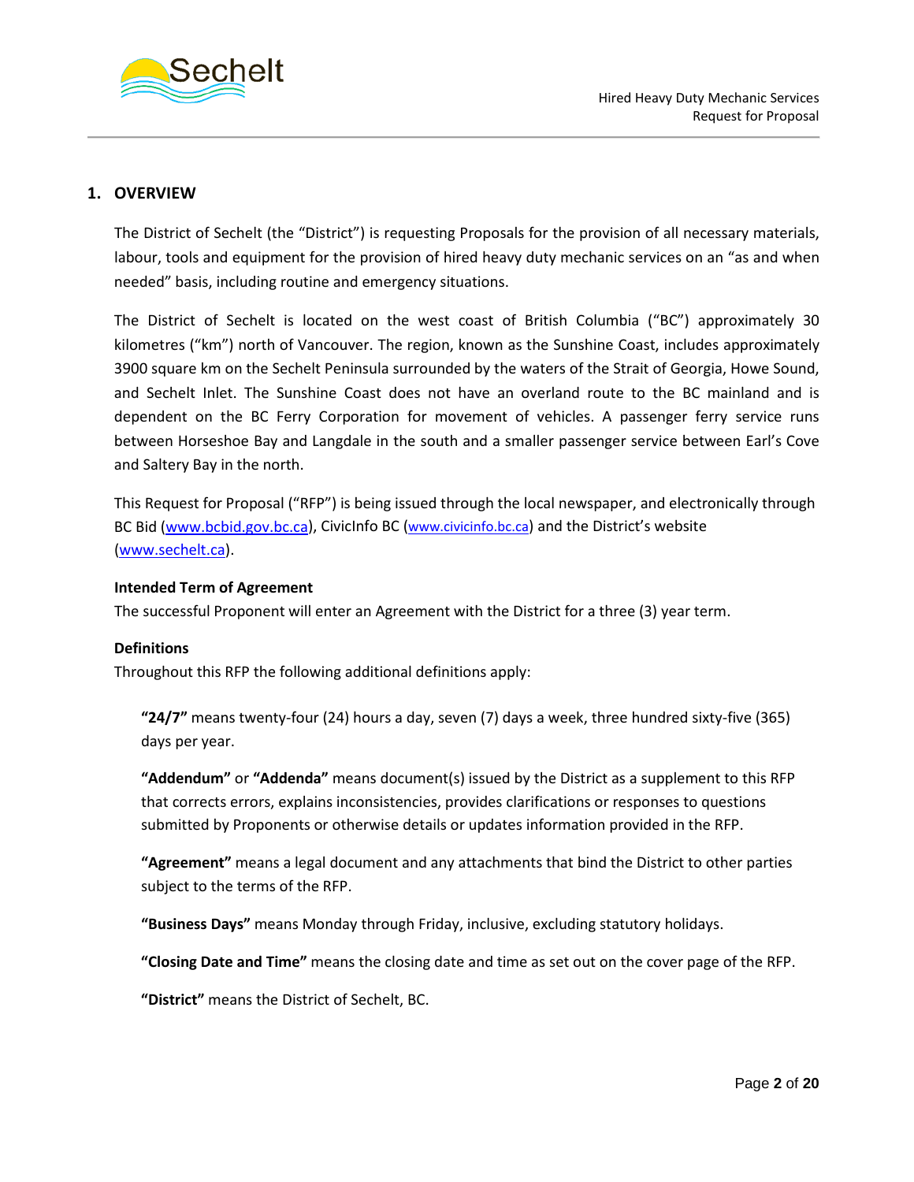## 1. OVERVIEW

The District of Sechelt (the "District") is requesting Proposals for the provision of all necessary materials, labour, tools and equipment for the provision of hired heavy duty mechanic services on an "as and when needed" basis, including routine and emergency situations.

The District of Sechelt is located on the west coast of British Columbia ("BC") approximately 30 kilometres ("km") north of Vancouver. The region, known as the Sunshine Coast, includes approximately 3900 square km on the Sechelt Peninsula surrounded by the waters of the Strait of Georgia, Howe Sound, and Sechelt Inlet. The Sunshine Coast does not have an overland route to the BC mainland and is dependent on the BC Ferry Corporation for movement of vehicles. A passenger ferry service runs between Horseshoe Bay and Langdale in the south and a smaller passenger service between Earl's Cove and Saltery Bay in the north.

This Request for Proposal ("RFP") is being issued through the local newspaper, and electronically through BC Bid (www.bcbid.gov.bc.ca), CivicInfo BC (www.civicinfo.bc.ca) and the District's website (www.sechelt.ca).

**Intended Term of Agreement**

The successful Proponent will enter an Agreement with the District for a three (3) year term.

**Definitions**

Throughout this RFP the following additional definitions apply:

**"24/7"** means twenty-four (24) hours a day, seven (7) days a week, three hundred sixty-five (365) days per year.

**"Addendum"** or **"Addenda"** means document(s) issued by the District as a supplement to this RFP that corrects errors, explains inconsistencies, provides clarifications or responses to questions submitted by Proponents or otherwise details or updates information provided in the RFP.

**"Agreement"** means a legal document and any attachments that bind the District to other parties subject to the terms of the RFP.

**"Business Days"** means Monday through Friday, inclusive, excluding statutory holidays.

**"Closing Date and Time"** means the closing date and time as set out on the cover page of the RFP.

**"District"** means the District of Sechelt, BC.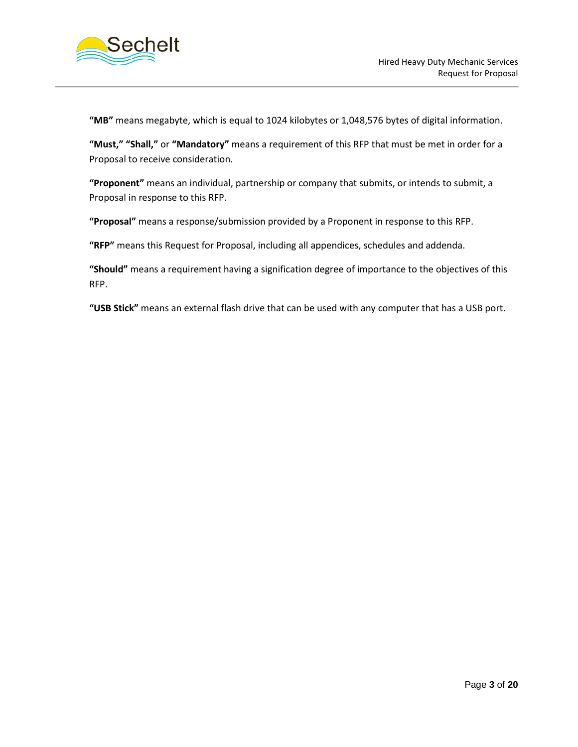**"MB"** means megabyte, which is equal to 1024 kilobytes or 1,048,576 bytes of digital information.

**"Must," "Shall,"** or **"Mandatory"** means a requirement of this RFP that must be met in order for a Proposal to receive consideration.

**"Proponent"** means an individual, partnership or company that submits, or intends to submit, a Proposal in response to this RFP.

**"Proposal"** means a response/submission provided by a Proponent in response to this RFP.

**"RFP"** means this Request for Proposal, including all appendices, schedules and addenda.

**"Should"** means a requirement having a signification degree of importance to the objectives of this RFP.

**"USB Stick"** means an external flash drive that can be used with any computer that has a USB port.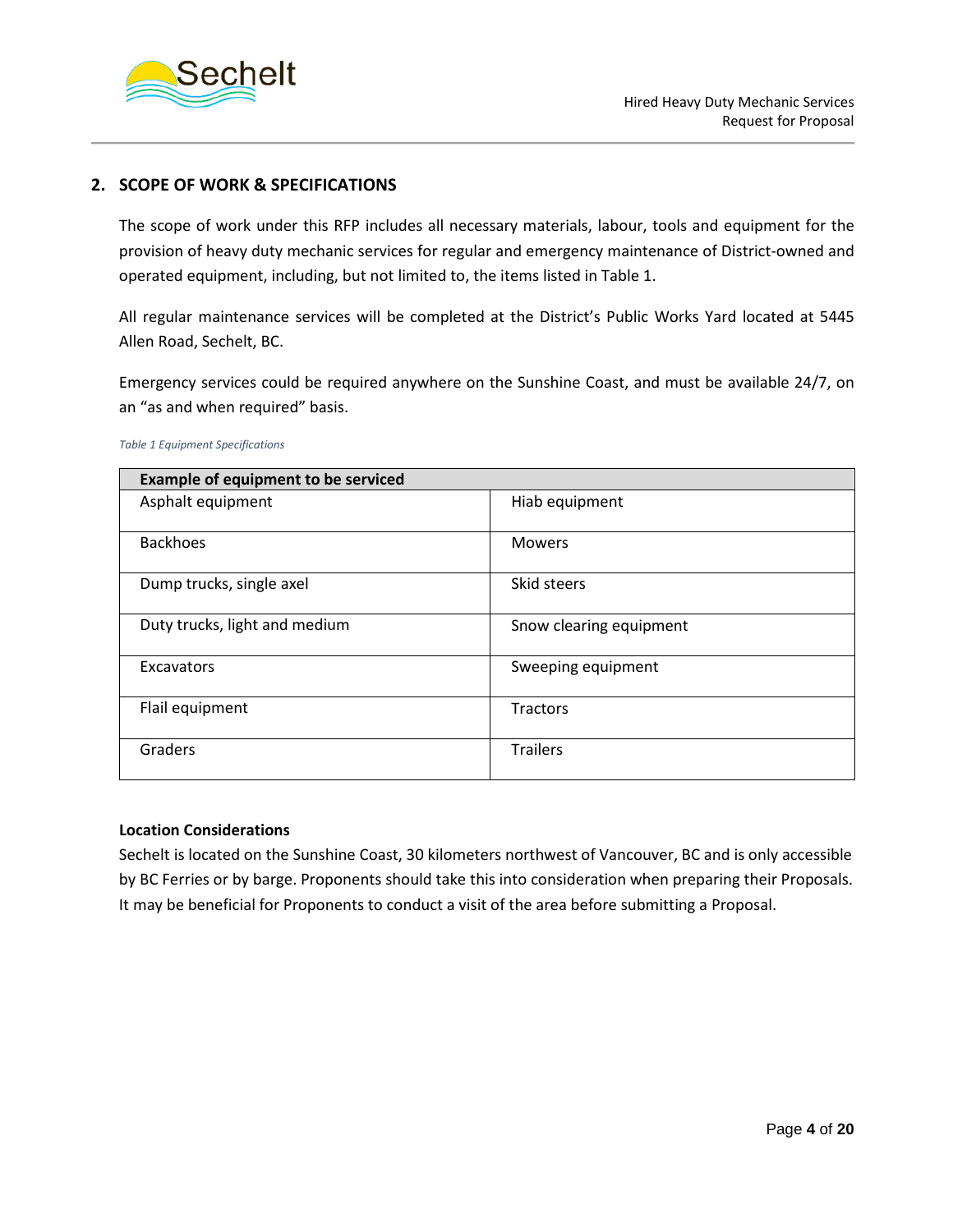## 2. SCOPE OF WORK & SPECIFICATIONS

The scope of work under this RFP includes all necessary materials, labour, tools and equipment for the provision of heavy duty mechanic services for regular and emergency maintenance of District-owned and operated equipment, including, but not limited to, the items listed in Table 1.

All regular maintenance services will be completed at the District's Public Works Yard located at 5445 Allen Road, Sechelt, BC.

Emergency services could be required anywhere on the Sunshine Coast, and must be available 24/7, on an "as and when required" basis.

*Table 1 Equipment Specifications*

| **Example of equipment to be serviced** | |
|---|---|
| Asphalt equipment | Hiab equipment |
| Backhoes | Mowers |
| Dump trucks, single axel | Skid steers |
| Duty trucks, light and medium | Snow clearing equipment |
| Excavators | Sweeping equipment |
| Flail equipment | Tractors |
| Graders | Trailers |

**Location Considerations**

Sechelt is located on the Sunshine Coast, 30 kilometers northwest of Vancouver, BC and is only accessible by BC Ferries or by barge. Proponents should take this into consideration when preparing their Proposals. It may be beneficial for Proponents to conduct a visit of the area before submitting a Proposal.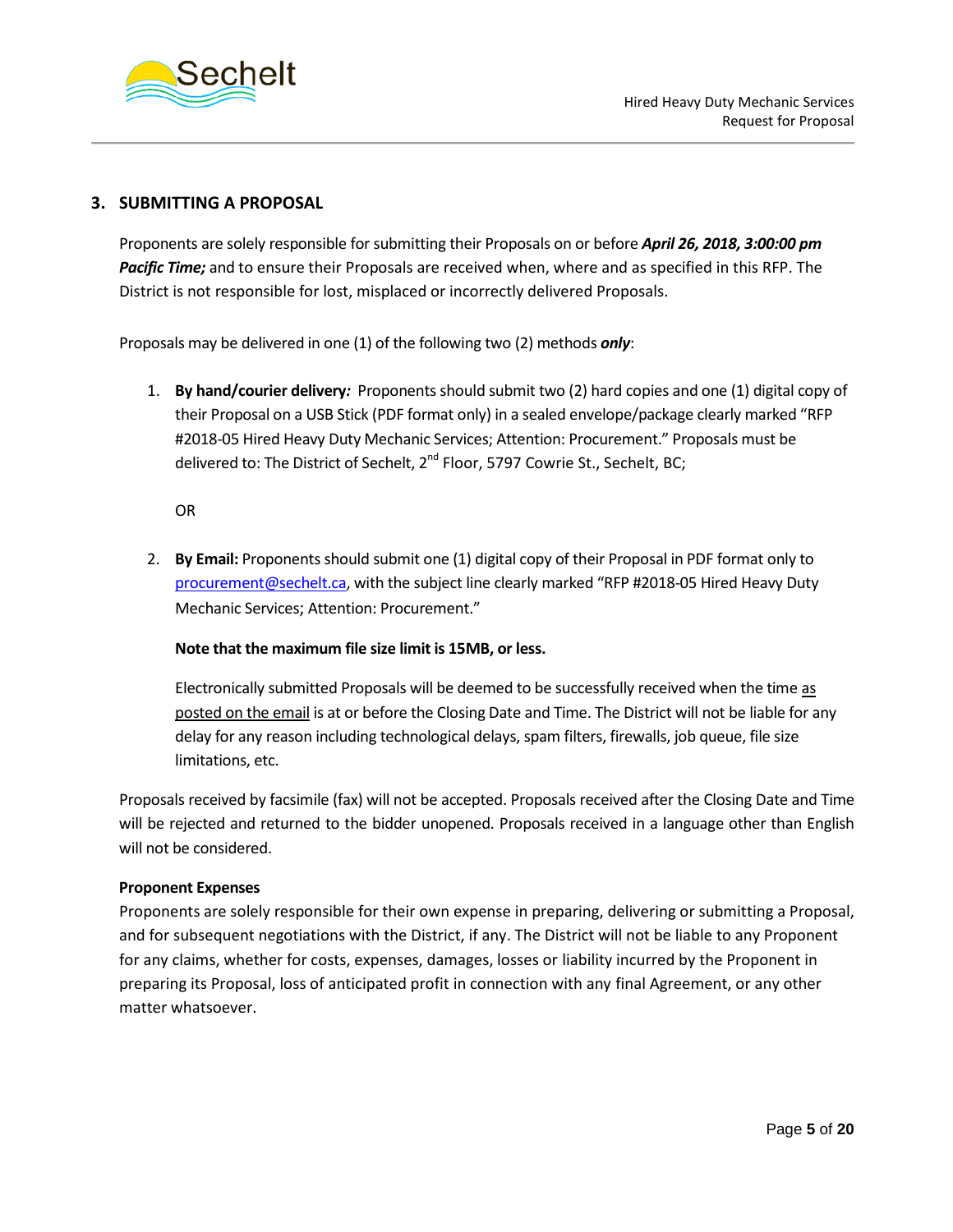## 3. SUBMITTING A PROPOSAL

Proponents are solely responsible for submitting their Proposals on or before ***April 26, 2018, 3:00:00 pm Pacific Time;*** and to ensure their Proposals are received when, where and as specified in this RFP. The District is not responsible for lost, misplaced or incorrectly delivered Proposals.

Proposals may be delivered in one (1) of the following two (2) methods ***only***:

1. **By hand/courier delivery*:*** Proponents should submit two (2) hard copies and one (1) digital copy of their Proposal on a USB Stick (PDF format only) in a sealed envelope/package clearly marked "RFP #2018-05 Hired Heavy Duty Mechanic Services; Attention: Procurement." Proposals must be delivered to: The District of Sechelt, 2nd Floor, 5797 Cowrie St., Sechelt, BC;

   OR

2. **By Email:** Proponents should submit one (1) digital copy of their Proposal in PDF format only to procurement@sechelt.ca, with the subject line clearly marked "RFP #2018-05 Hired Heavy Duty Mechanic Services; Attention: Procurement."

   **Note that the maximum file size limit is 15MB, or less.**

   Electronically submitted Proposals will be deemed to be successfully received when the time as posted on the email is at or before the Closing Date and Time. The District will not be liable for any delay for any reason including technological delays, spam filters, firewalls, job queue, file size limitations, etc.

Proposals received by facsimile (fax) will not be accepted. Proposals received after the Closing Date and Time will be rejected and returned to the bidder unopened. Proposals received in a language other than English will not be considered.

**Proponent Expenses**

Proponents are solely responsible for their own expense in preparing, delivering or submitting a Proposal, and for subsequent negotiations with the District, if any. The District will not be liable to any Proponent for any claims, whether for costs, expenses, damages, losses or liability incurred by the Proponent in preparing its Proposal, loss of anticipated profit in connection with any final Agreement, or any other matter whatsoever.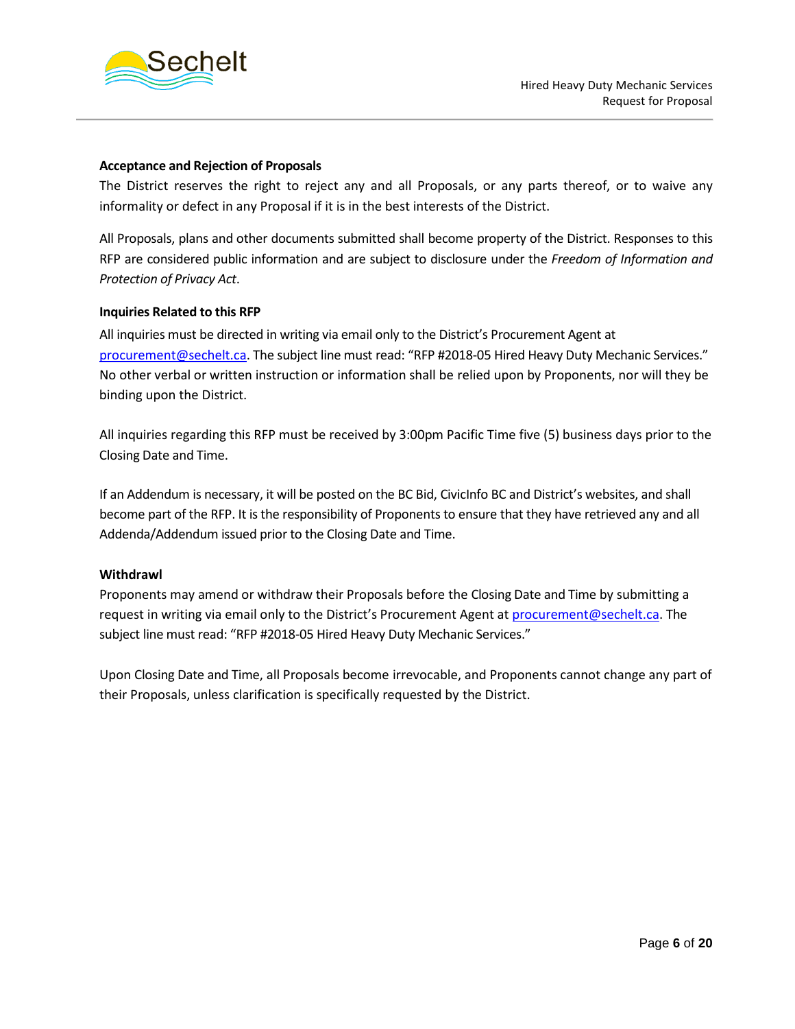### Acceptance and Rejection of Proposals

The District reserves the right to reject any and all Proposals, or any parts thereof, or to waive any informality or defect in any Proposal if it is in the best interests of the District.

All Proposals, plans and other documents submitted shall become property of the District. Responses to this RFP are considered public information and are subject to disclosure under the *Freedom of Information and Protection of Privacy Act*.

### Inquiries Related to this RFP

All inquiries must be directed in writing via email only to the District's Procurement Agent at procurement@sechelt.ca. The subject line must read: "RFP #2018-05 Hired Heavy Duty Mechanic Services." No other verbal or written instruction or information shall be relied upon by Proponents, nor will they be binding upon the District.

All inquiries regarding this RFP must be received by 3:00pm Pacific Time five (5) business days prior to the Closing Date and Time.

If an Addendum is necessary, it will be posted on the BC Bid, CivicInfo BC and District's websites, and shall become part of the RFP. It is the responsibility of Proponents to ensure that they have retrieved any and all Addenda/Addendum issued prior to the Closing Date and Time.

### Withdrawl

Proponents may amend or withdraw their Proposals before the Closing Date and Time by submitting a request in writing via email only to the District's Procurement Agent at procurement@sechelt.ca. The subject line must read: "RFP #2018-05 Hired Heavy Duty Mechanic Services."

Upon Closing Date and Time, all Proposals become irrevocable, and Proponents cannot change any part of their Proposals, unless clarification is specifically requested by the District.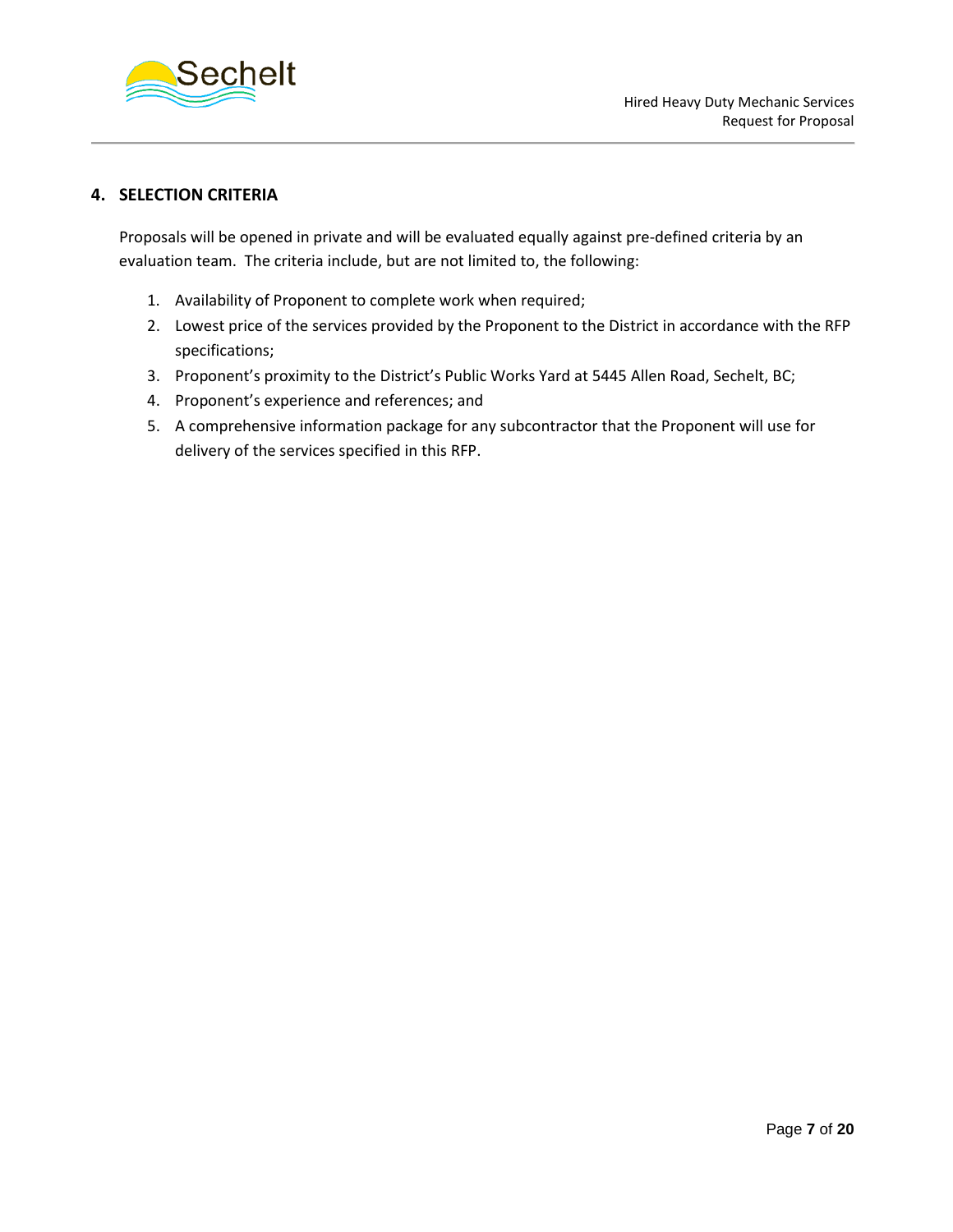## 4. SELECTION CRITERIA

Proposals will be opened in private and will be evaluated equally against pre-defined criteria by an evaluation team. The criteria include, but are not limited to, the following:

1. Availability of Proponent to complete work when required;
2. Lowest price of the services provided by the Proponent to the District in accordance with the RFP specifications;
3. Proponent's proximity to the District's Public Works Yard at 5445 Allen Road, Sechelt, BC;
4. Proponent's experience and references; and
5. A comprehensive information package for any subcontractor that the Proponent will use for delivery of the services specified in this RFP.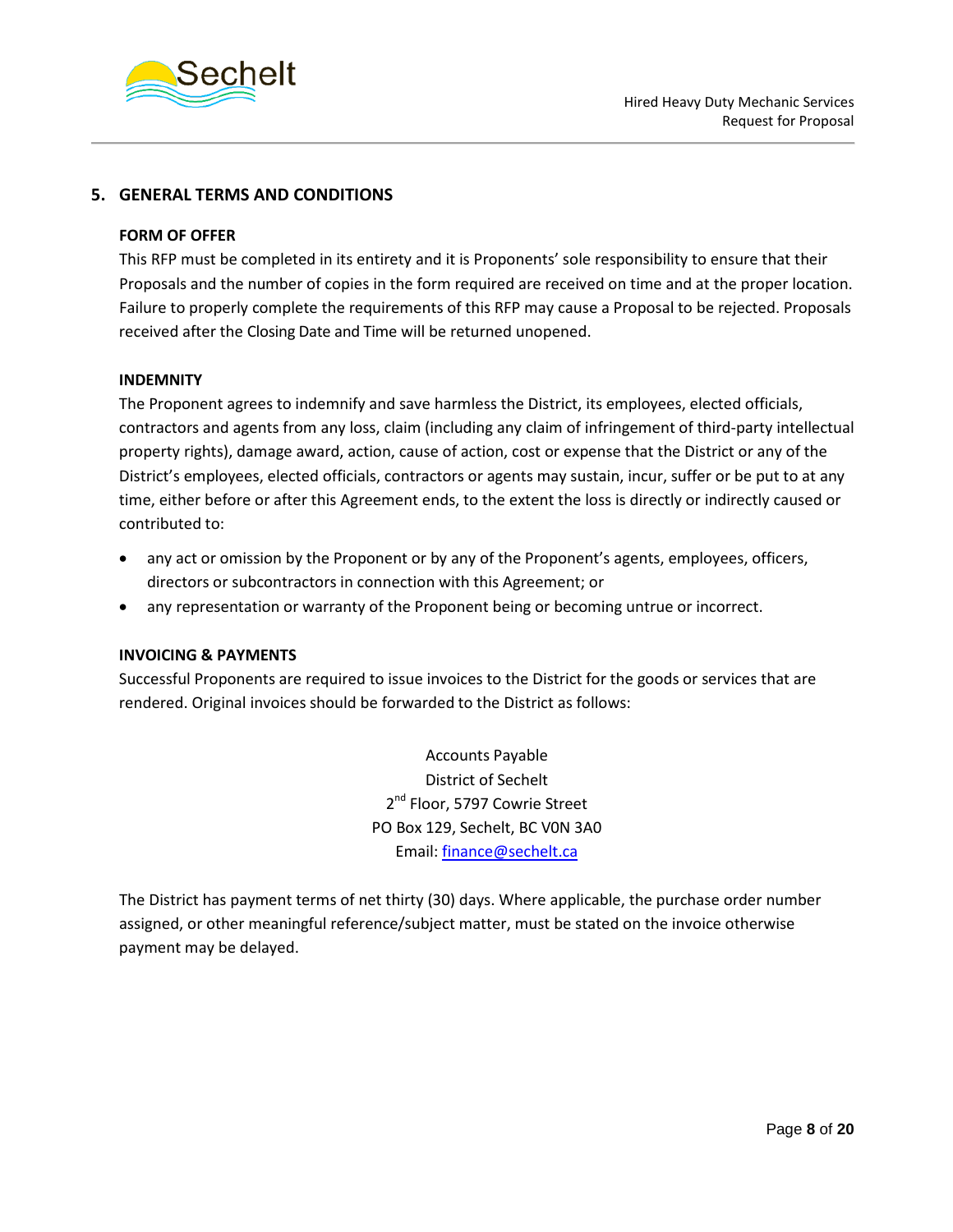## 5. GENERAL TERMS AND CONDITIONS

### FORM OF OFFER

This RFP must be completed in its entirety and it is Proponents' sole responsibility to ensure that their Proposals and the number of copies in the form required are received on time and at the proper location. Failure to properly complete the requirements of this RFP may cause a Proposal to be rejected. Proposals received after the Closing Date and Time will be returned unopened.

### INDEMNITY

The Proponent agrees to indemnify and save harmless the District, its employees, elected officials, contractors and agents from any loss, claim (including any claim of infringement of third-party intellectual property rights), damage award, action, cause of action, cost or expense that the District or any of the District's employees, elected officials, contractors or agents may sustain, incur, suffer or be put to at any time, either before or after this Agreement ends, to the extent the loss is directly or indirectly caused or contributed to:

- any act or omission by the Proponent or by any of the Proponent's agents, employees, officers, directors or subcontractors in connection with this Agreement; or
- any representation or warranty of the Proponent being or becoming untrue or incorrect.

### INVOICING & PAYMENTS

Successful Proponents are required to issue invoices to the District for the goods or services that are rendered. Original invoices should be forwarded to the District as follows:

Accounts Payable  
District of Sechelt  
2nd Floor, 5797 Cowrie Street  
PO Box 129, Sechelt, BC V0N 3A0  
Email: finance@sechelt.ca

The District has payment terms of net thirty (30) days. Where applicable, the purchase order number assigned, or other meaningful reference/subject matter, must be stated on the invoice otherwise payment may be delayed.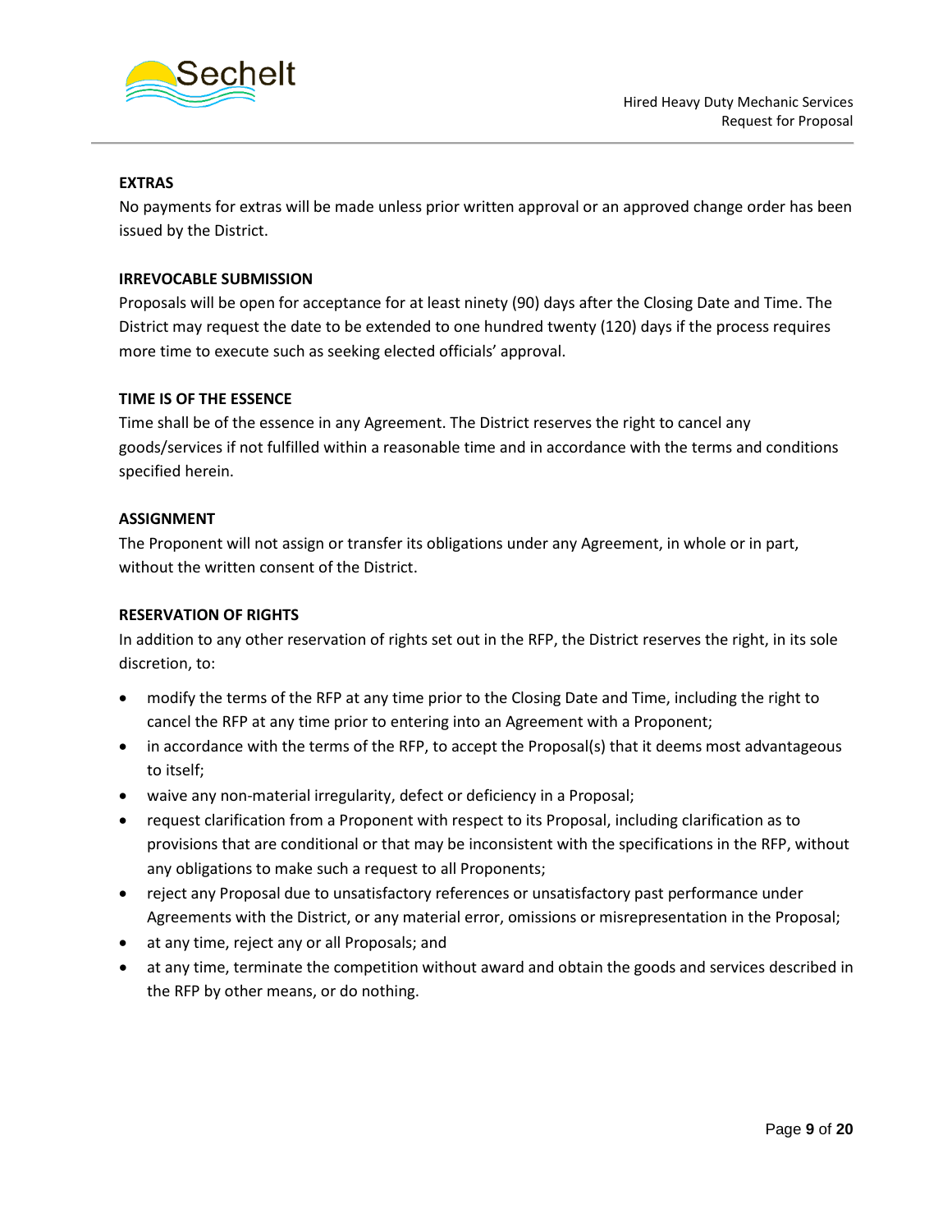**EXTRAS**

No payments for extras will be made unless prior written approval or an approved change order has been issued by the District.

**IRREVOCABLE SUBMISSION**

Proposals will be open for acceptance for at least ninety (90) days after the Closing Date and Time. The District may request the date to be extended to one hundred twenty (120) days if the process requires more time to execute such as seeking elected officials' approval.

**TIME IS OF THE ESSENCE**

Time shall be of the essence in any Agreement. The District reserves the right to cancel any goods/services if not fulfilled within a reasonable time and in accordance with the terms and conditions specified herein.

**ASSIGNMENT**

The Proponent will not assign or transfer its obligations under any Agreement, in whole or in part, without the written consent of the District.

**RESERVATION OF RIGHTS**

In addition to any other reservation of rights set out in the RFP, the District reserves the right, in its sole discretion, to:

- modify the terms of the RFP at any time prior to the Closing Date and Time, including the right to cancel the RFP at any time prior to entering into an Agreement with a Proponent;
- in accordance with the terms of the RFP, to accept the Proposal(s) that it deems most advantageous to itself;
- waive any non-material irregularity, defect or deficiency in a Proposal;
- request clarification from a Proponent with respect to its Proposal, including clarification as to provisions that are conditional or that may be inconsistent with the specifications in the RFP, without any obligations to make such a request to all Proponents;
- reject any Proposal due to unsatisfactory references or unsatisfactory past performance under Agreements with the District, or any material error, omissions or misrepresentation in the Proposal;
- at any time, reject any or all Proposals; and
- at any time, terminate the competition without award and obtain the goods and services described in the RFP by other means, or do nothing.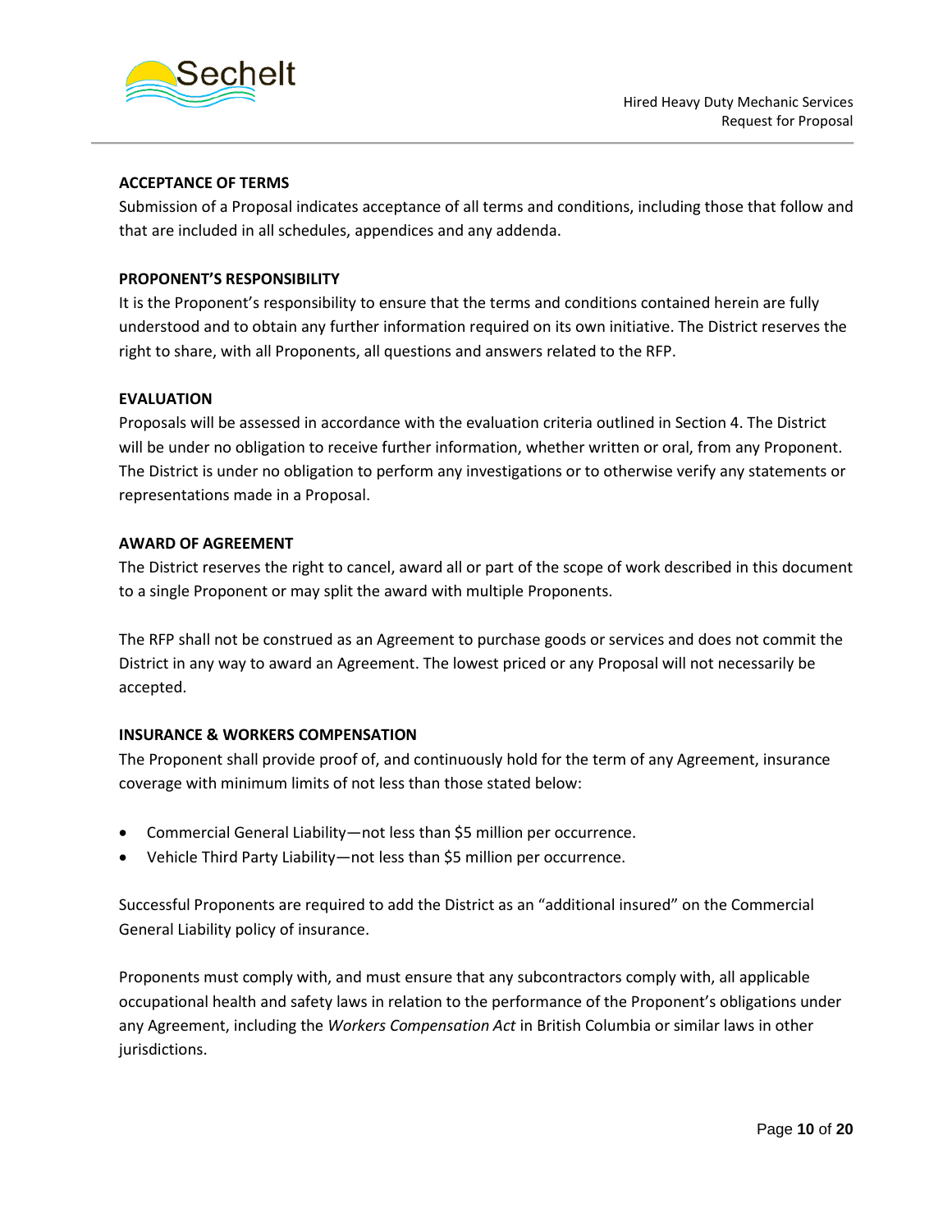### ACCEPTANCE OF TERMS

Submission of a Proposal indicates acceptance of all terms and conditions, including those that follow and that are included in all schedules, appendices and any addenda.

### PROPONENT'S RESPONSIBILITY

It is the Proponent's responsibility to ensure that the terms and conditions contained herein are fully understood and to obtain any further information required on its own initiative. The District reserves the right to share, with all Proponents, all questions and answers related to the RFP.

### EVALUATION

Proposals will be assessed in accordance with the evaluation criteria outlined in Section 4. The District will be under no obligation to receive further information, whether written or oral, from any Proponent. The District is under no obligation to perform any investigations or to otherwise verify any statements or representations made in a Proposal.

### AWARD OF AGREEMENT

The District reserves the right to cancel, award all or part of the scope of work described in this document to a single Proponent or may split the award with multiple Proponents.

The RFP shall not be construed as an Agreement to purchase goods or services and does not commit the District in any way to award an Agreement. The lowest priced or any Proposal will not necessarily be accepted.

### INSURANCE & WORKERS COMPENSATION

The Proponent shall provide proof of, and continuously hold for the term of any Agreement, insurance coverage with minimum limits of not less than those stated below:

- Commercial General Liability—not less than $5 million per occurrence.
- Vehicle Third Party Liability—not less than $5 million per occurrence.

Successful Proponents are required to add the District as an "additional insured" on the Commercial General Liability policy of insurance.

Proponents must comply with, and must ensure that any subcontractors comply with, all applicable occupational health and safety laws in relation to the performance of the Proponent's obligations under any Agreement, including the *Workers Compensation Act* in British Columbia or similar laws in other jurisdictions.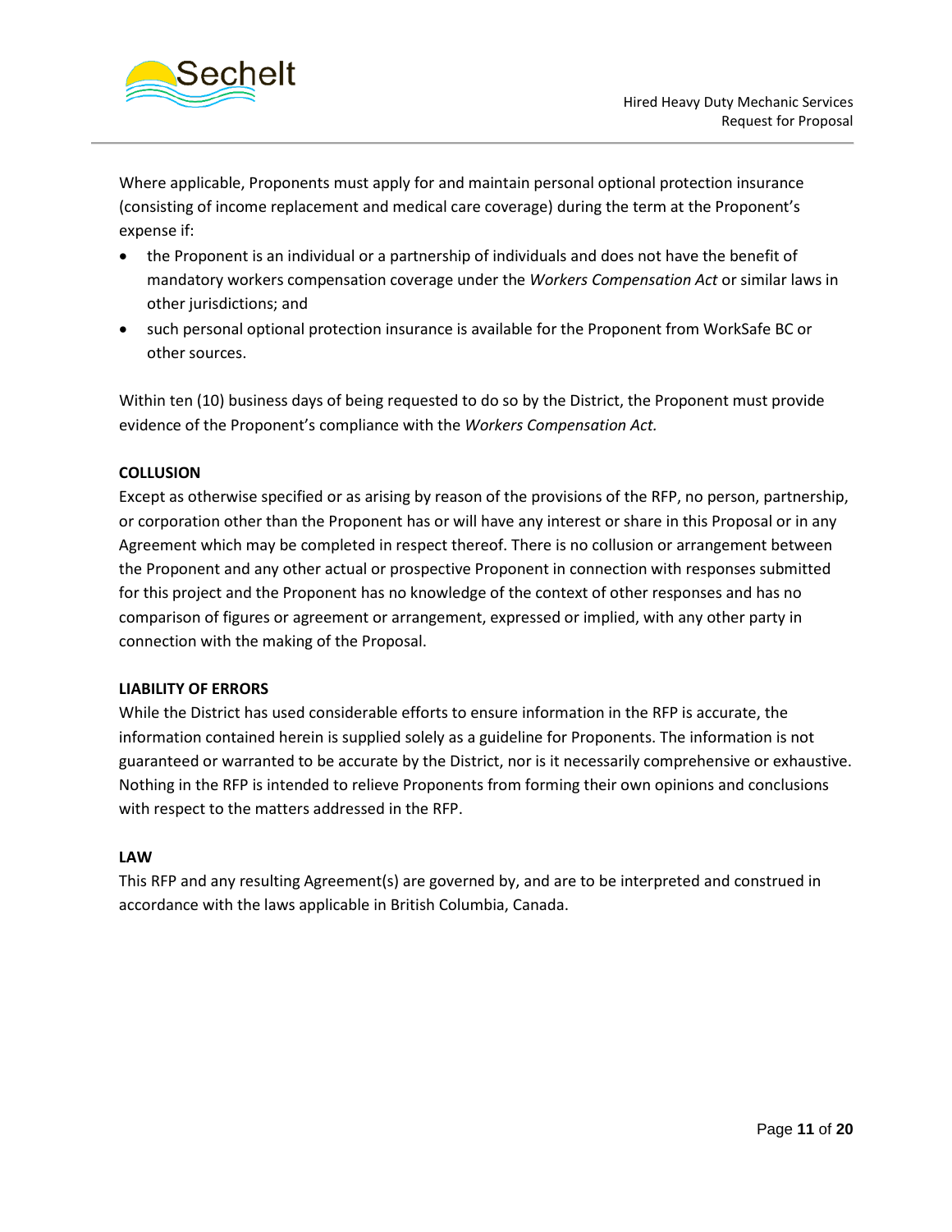Where applicable, Proponents must apply for and maintain personal optional protection insurance (consisting of income replacement and medical care coverage) during the term at the Proponent's expense if:

- the Proponent is an individual or a partnership of individuals and does not have the benefit of mandatory workers compensation coverage under the *Workers Compensation Act* or similar laws in other jurisdictions; and
- such personal optional protection insurance is available for the Proponent from WorkSafe BC or other sources.

Within ten (10) business days of being requested to do so by the District, the Proponent must provide evidence of the Proponent's compliance with the *Workers Compensation Act.*

**COLLUSION**

Except as otherwise specified or as arising by reason of the provisions of the RFP, no person, partnership, or corporation other than the Proponent has or will have any interest or share in this Proposal or in any Agreement which may be completed in respect thereof. There is no collusion or arrangement between the Proponent and any other actual or prospective Proponent in connection with responses submitted for this project and the Proponent has no knowledge of the context of other responses and has no comparison of figures or agreement or arrangement, expressed or implied, with any other party in connection with the making of the Proposal.

**LIABILITY OF ERRORS**

While the District has used considerable efforts to ensure information in the RFP is accurate, the information contained herein is supplied solely as a guideline for Proponents. The information is not guaranteed or warranted to be accurate by the District, nor is it necessarily comprehensive or exhaustive. Nothing in the RFP is intended to relieve Proponents from forming their own opinions and conclusions with respect to the matters addressed in the RFP.

**LAW**

This RFP and any resulting Agreement(s) are governed by, and are to be interpreted and construed in accordance with the laws applicable in British Columbia, Canada.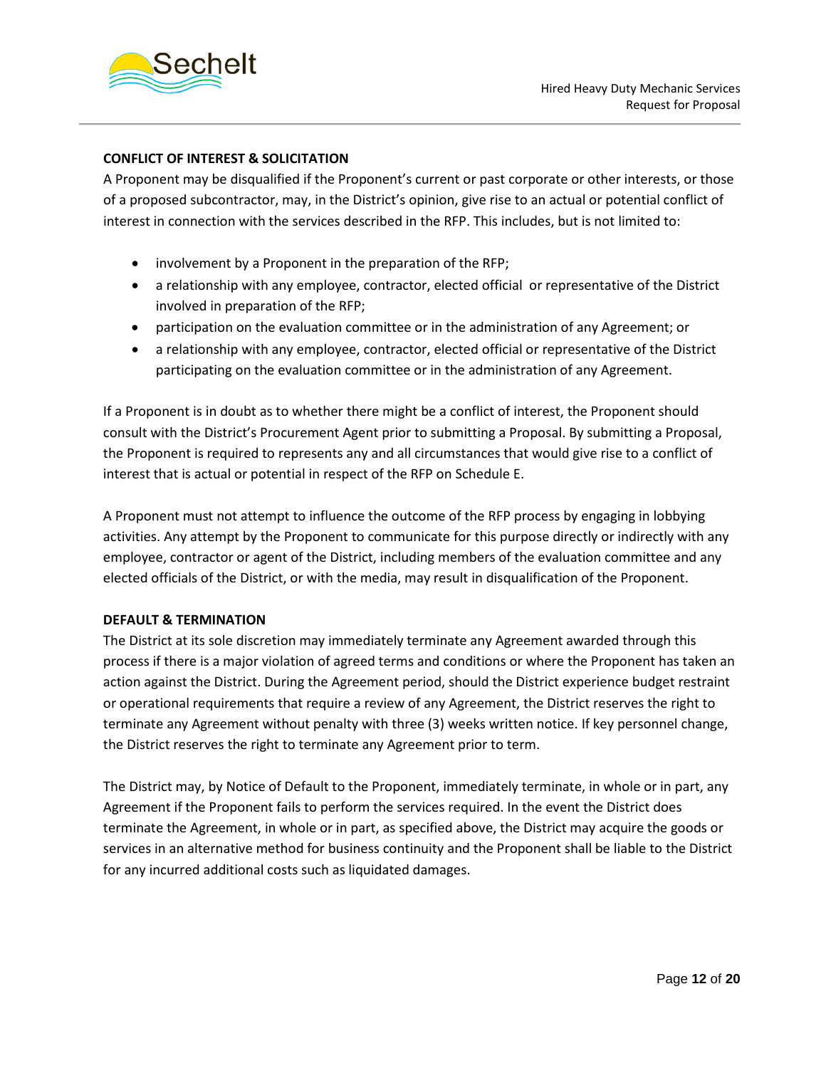**CONFLICT OF INTEREST & SOLICITATION**

A Proponent may be disqualified if the Proponent's current or past corporate or other interests, or those of a proposed subcontractor, may, in the District's opinion, give rise to an actual or potential conflict of interest in connection with the services described in the RFP. This includes, but is not limited to:

- involvement by a Proponent in the preparation of the RFP;
- a relationship with any employee, contractor, elected official or representative of the District involved in preparation of the RFP;
- participation on the evaluation committee or in the administration of any Agreement; or
- a relationship with any employee, contractor, elected official or representative of the District participating on the evaluation committee or in the administration of any Agreement.

If a Proponent is in doubt as to whether there might be a conflict of interest, the Proponent should consult with the District's Procurement Agent prior to submitting a Proposal. By submitting a Proposal, the Proponent is required to represents any and all circumstances that would give rise to a conflict of interest that is actual or potential in respect of the RFP on Schedule E.

A Proponent must not attempt to influence the outcome of the RFP process by engaging in lobbying activities. Any attempt by the Proponent to communicate for this purpose directly or indirectly with any employee, contractor or agent of the District, including members of the evaluation committee and any elected officials of the District, or with the media, may result in disqualification of the Proponent.

**DEFAULT & TERMINATION**

The District at its sole discretion may immediately terminate any Agreement awarded through this process if there is a major violation of agreed terms and conditions or where the Proponent has taken an action against the District. During the Agreement period, should the District experience budget restraint or operational requirements that require a review of any Agreement, the District reserves the right to terminate any Agreement without penalty with three (3) weeks written notice. If key personnel change, the District reserves the right to terminate any Agreement prior to term.

The District may, by Notice of Default to the Proponent, immediately terminate, in whole or in part, any Agreement if the Proponent fails to perform the services required. In the event the District does terminate the Agreement, in whole or in part, as specified above, the District may acquire the goods or services in an alternative method for business continuity and the Proponent shall be liable to the District for any incurred additional costs such as liquidated damages.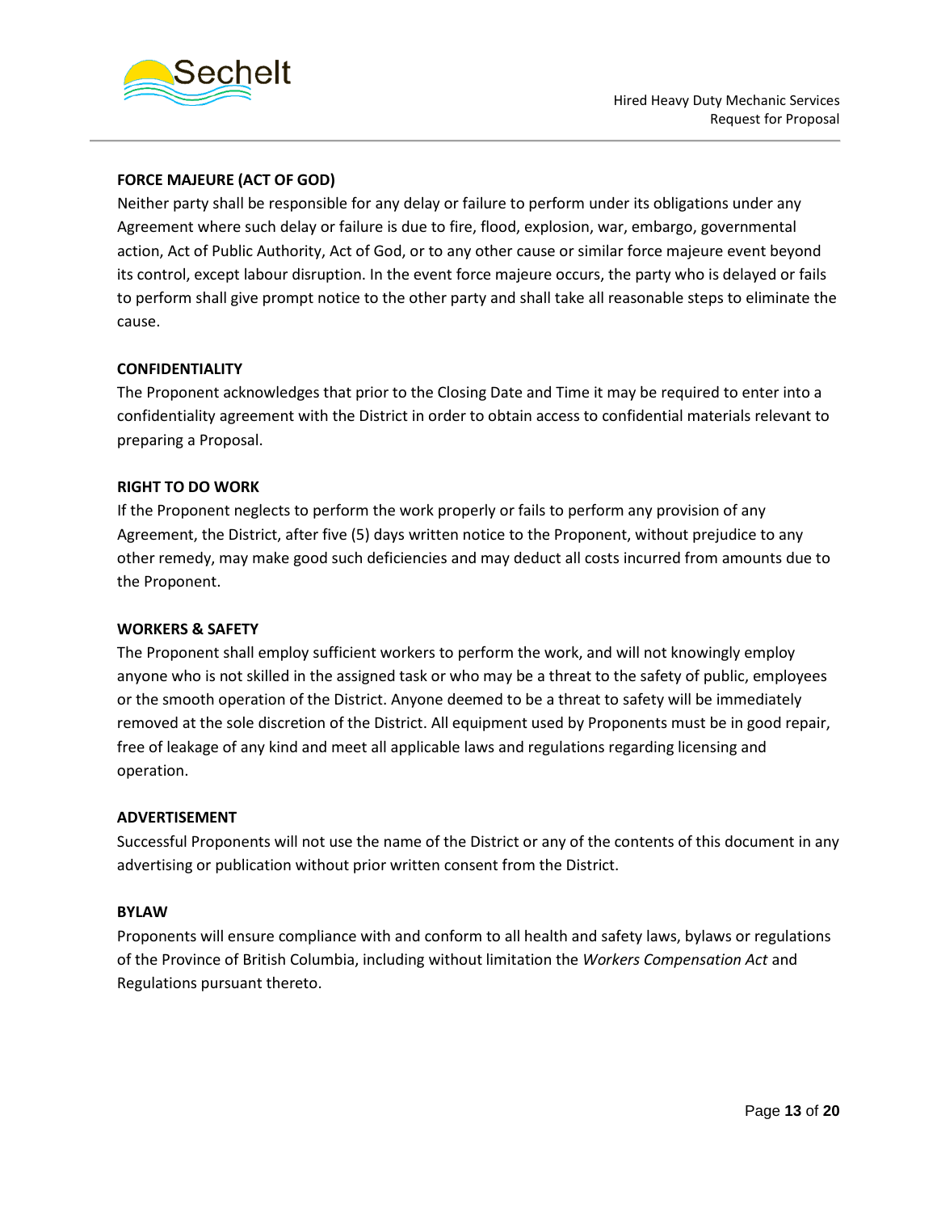**FORCE MAJEURE (ACT OF GOD)**

Neither party shall be responsible for any delay or failure to perform under its obligations under any Agreement where such delay or failure is due to fire, flood, explosion, war, embargo, governmental action, Act of Public Authority, Act of God, or to any other cause or similar force majeure event beyond its control, except labour disruption. In the event force majeure occurs, the party who is delayed or fails to perform shall give prompt notice to the other party and shall take all reasonable steps to eliminate the cause.

**CONFIDENTIALITY**

The Proponent acknowledges that prior to the Closing Date and Time it may be required to enter into a confidentiality agreement with the District in order to obtain access to confidential materials relevant to preparing a Proposal.

**RIGHT TO DO WORK**

If the Proponent neglects to perform the work properly or fails to perform any provision of any Agreement, the District, after five (5) days written notice to the Proponent, without prejudice to any other remedy, may make good such deficiencies and may deduct all costs incurred from amounts due to the Proponent.

**WORKERS & SAFETY**

The Proponent shall employ sufficient workers to perform the work, and will not knowingly employ anyone who is not skilled in the assigned task or who may be a threat to the safety of public, employees or the smooth operation of the District. Anyone deemed to be a threat to safety will be immediately removed at the sole discretion of the District. All equipment used by Proponents must be in good repair, free of leakage of any kind and meet all applicable laws and regulations regarding licensing and operation.

**ADVERTISEMENT**

Successful Proponents will not use the name of the District or any of the contents of this document in any advertising or publication without prior written consent from the District.

**BYLAW**

Proponents will ensure compliance with and conform to all health and safety laws, bylaws or regulations of the Province of British Columbia, including without limitation the *Workers Compensation Act* and Regulations pursuant thereto.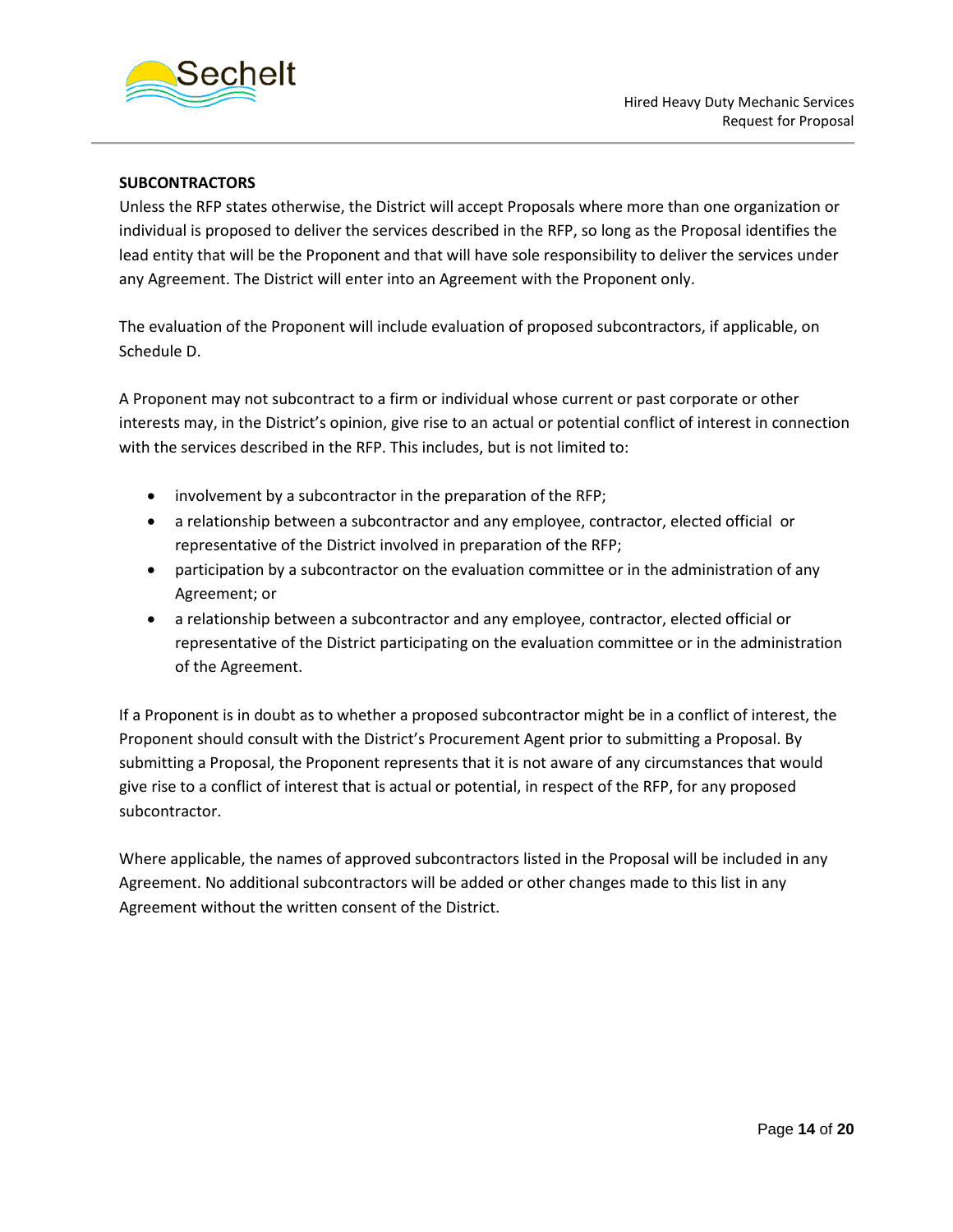**SUBCONTRACTORS**

Unless the RFP states otherwise, the District will accept Proposals where more than one organization or individual is proposed to deliver the services described in the RFP, so long as the Proposal identifies the lead entity that will be the Proponent and that will have sole responsibility to deliver the services under any Agreement. The District will enter into an Agreement with the Proponent only.

The evaluation of the Proponent will include evaluation of proposed subcontractors, if applicable, on Schedule D.

A Proponent may not subcontract to a firm or individual whose current or past corporate or other interests may, in the District's opinion, give rise to an actual or potential conflict of interest in connection with the services described in the RFP. This includes, but is not limited to:

- involvement by a subcontractor in the preparation of the RFP;
- a relationship between a subcontractor and any employee, contractor, elected official or representative of the District involved in preparation of the RFP;
- participation by a subcontractor on the evaluation committee or in the administration of any Agreement; or
- a relationship between a subcontractor and any employee, contractor, elected official or representative of the District participating on the evaluation committee or in the administration of the Agreement.

If a Proponent is in doubt as to whether a proposed subcontractor might be in a conflict of interest, the Proponent should consult with the District's Procurement Agent prior to submitting a Proposal. By submitting a Proposal, the Proponent represents that it is not aware of any circumstances that would give rise to a conflict of interest that is actual or potential, in respect of the RFP, for any proposed subcontractor.

Where applicable, the names of approved subcontractors listed in the Proposal will be included in any Agreement. No additional subcontractors will be added or other changes made to this list in any Agreement without the written consent of the District.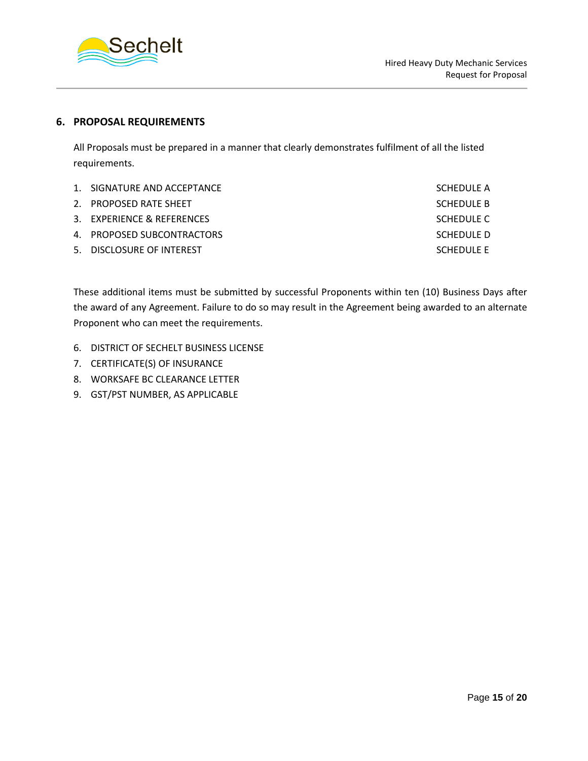## 6. PROPOSAL REQUIREMENTS

All Proposals must be prepared in a manner that clearly demonstrates fulfilment of all the listed requirements.

| | | |
|---|---|---|
| 1. | SIGNATURE AND ACCEPTANCE | SCHEDULE A |
| 2. | PROPOSED RATE SHEET | SCHEDULE B |
| 3. | EXPERIENCE & REFERENCES | SCHEDULE C |
| 4. | PROPOSED SUBCONTRACTORS | SCHEDULE D |
| 5. | DISCLOSURE OF INTEREST | SCHEDULE E |

These additional items must be submitted by successful Proponents within ten (10) Business Days after the award of any Agreement. Failure to do so may result in the Agreement being awarded to an alternate Proponent who can meet the requirements.

6. DISTRICT OF SECHELT BUSINESS LICENSE
7. CERTIFICATE(S) OF INSURANCE
8. WORKSAFE BC CLEARANCE LETTER
9. GST/PST NUMBER, AS APPLICABLE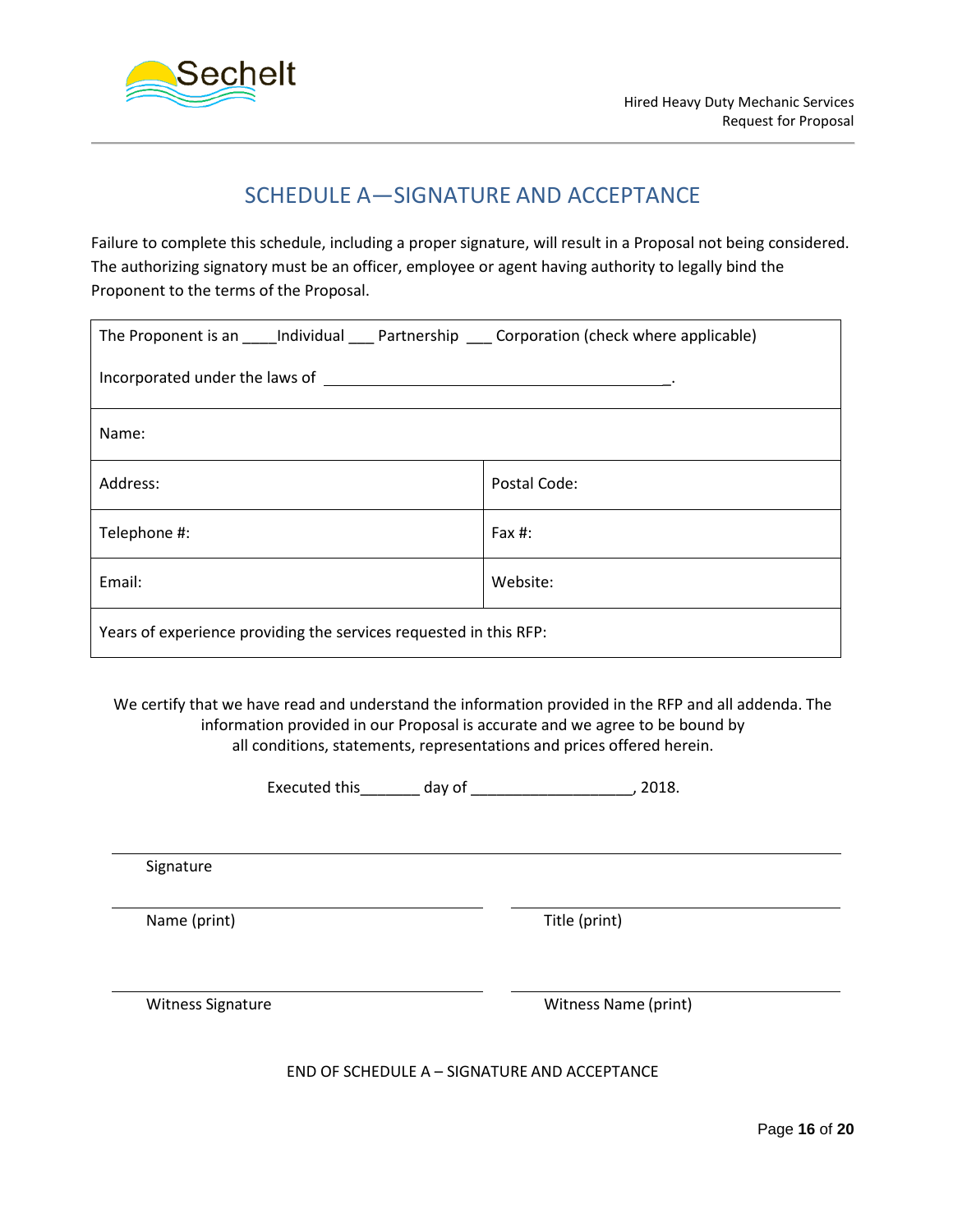# SCHEDULE A—SIGNATURE AND ACCEPTANCE

Failure to complete this schedule, including a proper signature, will result in a Proposal not being considered. The authorizing signatory must be an officer, employee or agent having authority to legally bind the Proponent to the terms of the Proposal.

| | |
|---|---|
| The Proponent is an ____Individual ___ Partnership ___ Corporation (check where applicable)<br><br>Incorporated under the laws of ___________________________________________. | |
| Name: | |
| Address: | Postal Code: |
| Telephone #: | Fax #: |
| Email: | Website: |
| Years of experience providing the services requested in this RFP: | |

We certify that we have read and understand the information provided in the RFP and all addenda. The information provided in our Proposal is accurate and we agree to be bound by all conditions, statements, representations and prices offered herein.

Executed this_______ day of ___________________, 2018.

______________________________________________
Signature

______________________________ ______________________________
Name (print) Title (print)

______________________________ ______________________________
Witness Signature Witness Name (print)

END OF SCHEDULE A – SIGNATURE AND ACCEPTANCE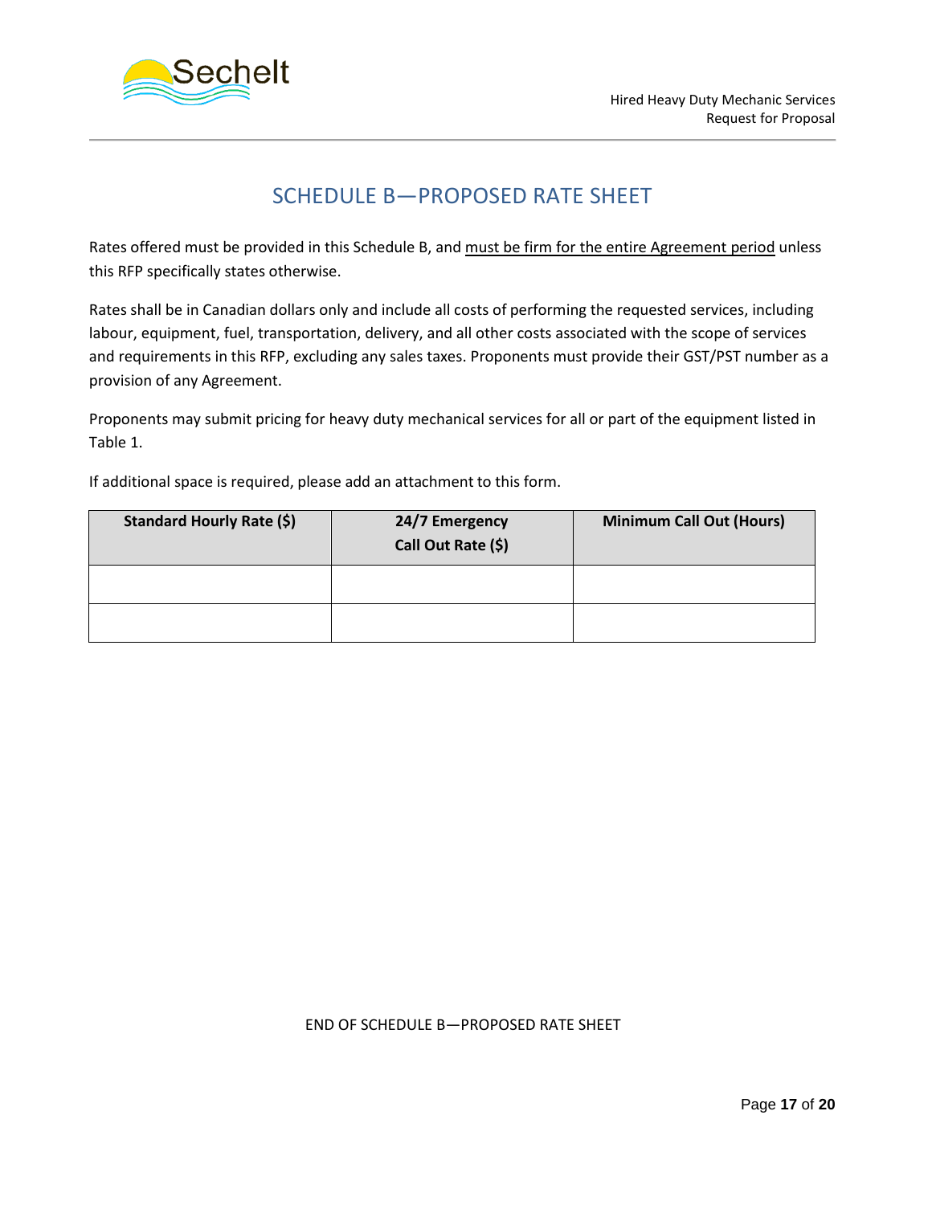# SCHEDULE B—PROPOSED RATE SHEET

Rates offered must be provided in this Schedule B, and <u>must be firm for the entire Agreement period</u> unless this RFP specifically states otherwise.

Rates shall be in Canadian dollars only and include all costs of performing the requested services, including labour, equipment, fuel, transportation, delivery, and all other costs associated with the scope of services and requirements in this RFP, excluding any sales taxes. Proponents must provide their GST/PST number as a provision of any Agreement.

Proponents may submit pricing for heavy duty mechanical services for all or part of the equipment listed in Table 1.

If additional space is required, please add an attachment to this form.

| Standard Hourly Rate ($) | 24/7 Emergency Call Out Rate ($) | Minimum Call Out (Hours) |
|---|---|---|
| | | |
| | | |

END OF SCHEDULE B—PROPOSED RATE SHEET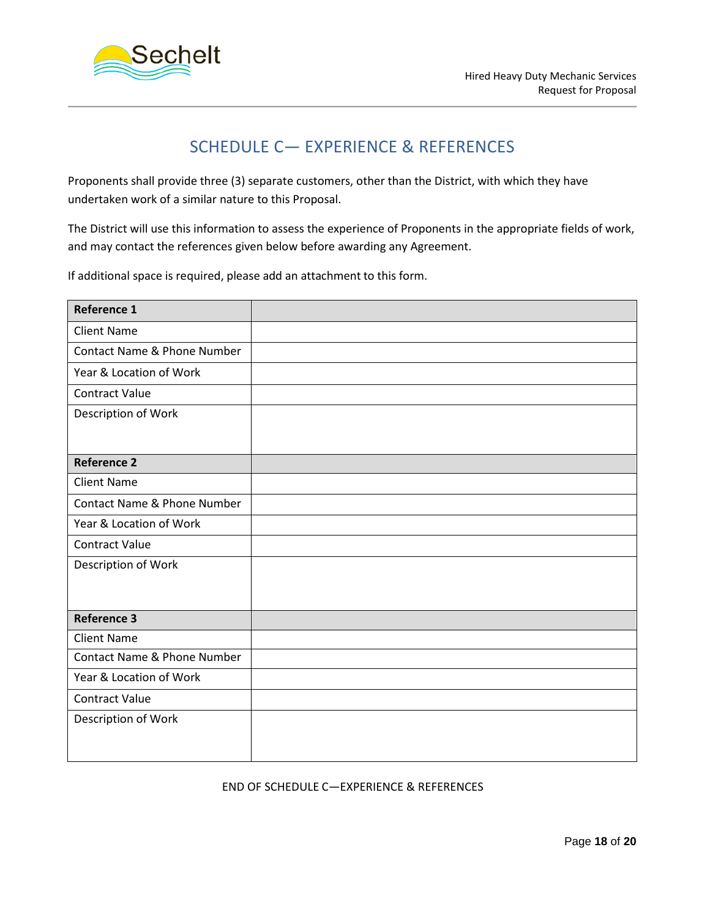# SCHEDULE C— EXPERIENCE & REFERENCES

Proponents shall provide three (3) separate customers, other than the District, with which they have undertaken work of a similar nature to this Proposal.

The District will use this information to assess the experience of Proponents in the appropriate fields of work, and may contact the references given below before awarding any Agreement.

If additional space is required, please add an attachment to this form.

| **Reference 1** | |
|---|---|
| Client Name | |
| Contact Name & Phone Number | |
| Year & Location of Work | |
| Contract Value | |
| Description of Work | |
| **Reference 2** | |
| Client Name | |
| Contact Name & Phone Number | |
| Year & Location of Work | |
| Contract Value | |
| Description of Work | |
| **Reference 3** | |
| Client Name | |
| Contact Name & Phone Number | |
| Year & Location of Work | |
| Contract Value | |
| Description of Work | |

END OF SCHEDULE C—EXPERIENCE & REFERENCES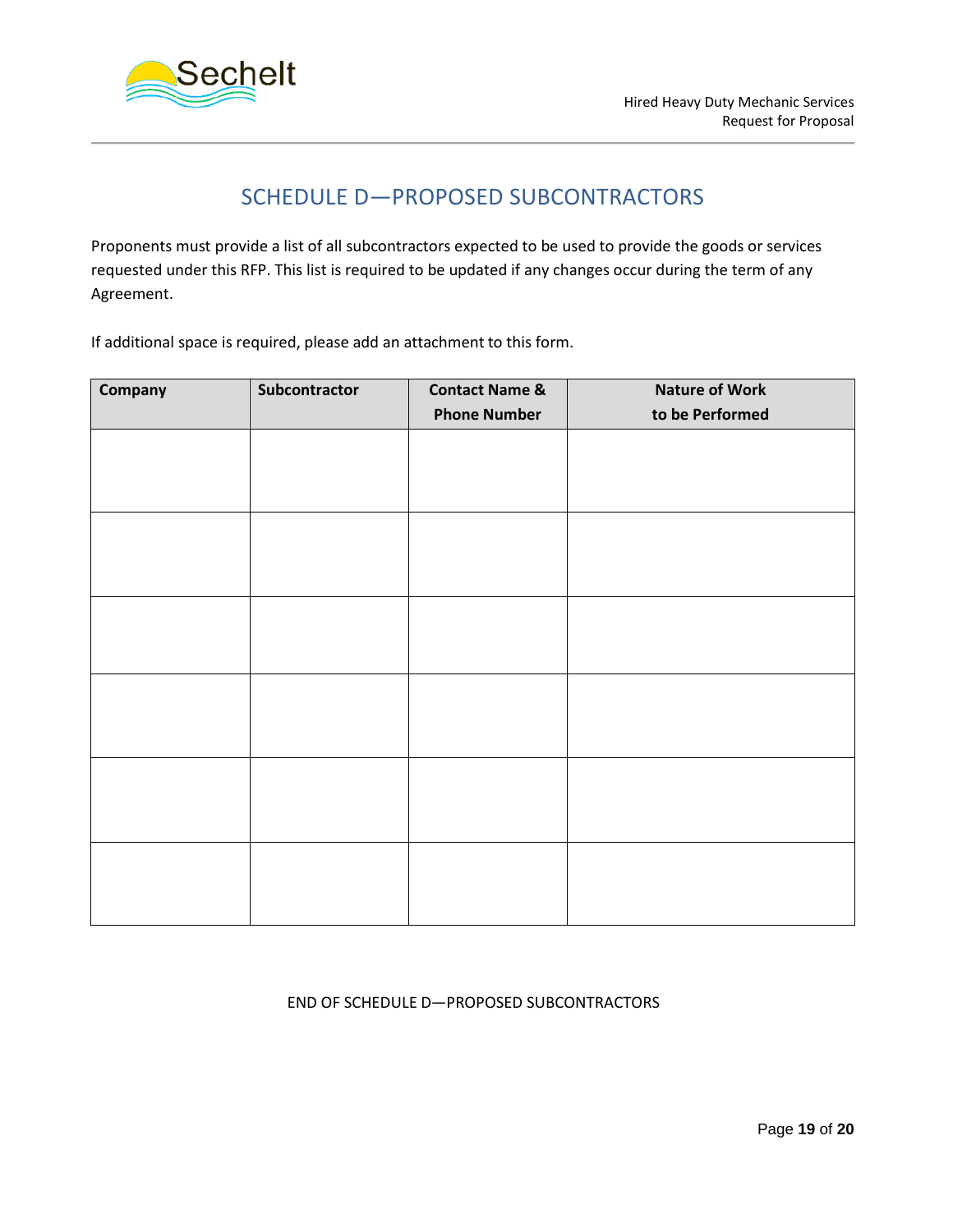# SCHEDULE D—PROPOSED SUBCONTRACTORS

Proponents must provide a list of all subcontractors expected to be used to provide the goods or services requested under this RFP. This list is required to be updated if any changes occur during the term of any Agreement.

If additional space is required, please add an attachment to this form.

| Company | Subcontractor | Contact Name & Phone Number | Nature of Work to be Performed |
|---|---|---|---|
| | | | |
| | | | |
| | | | |
| | | | |
| | | | |
| | | | |

END OF SCHEDULE D—PROPOSED SUBCONTRACTORS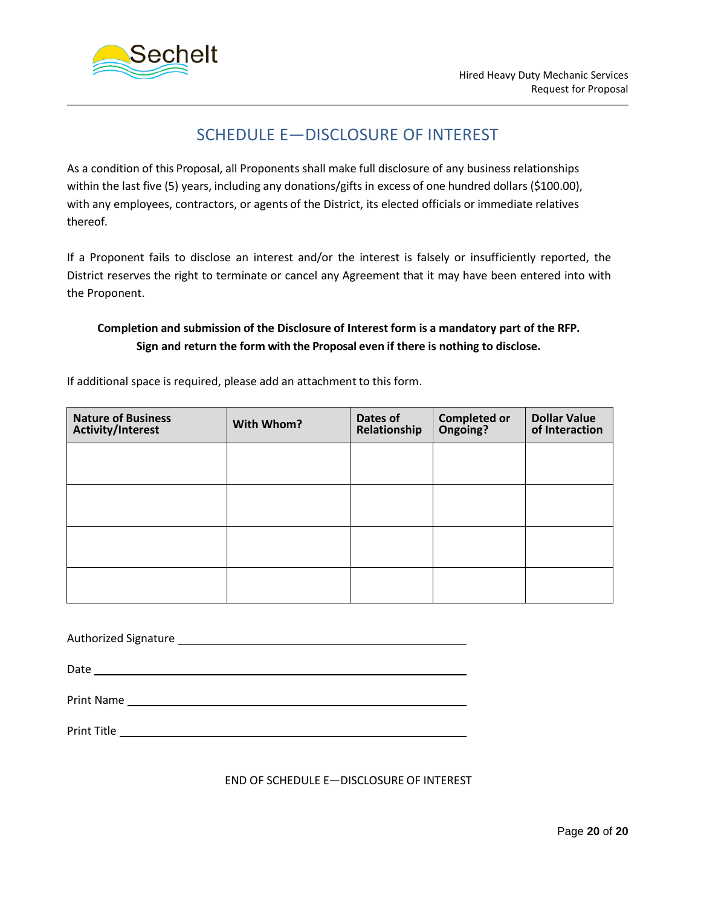# SCHEDULE E—DISCLOSURE OF INTEREST

As a condition of this Proposal, all Proponents shall make full disclosure of any business relationships within the last five (5) years, including any donations/gifts in excess of one hundred dollars ($100.00), with any employees, contractors, or agents of the District, its elected officials or immediate relatives thereof.

If a Proponent fails to disclose an interest and/or the interest is falsely or insufficiently reported, the District reserves the right to terminate or cancel any Agreement that it may have been entered into with the Proponent.

**Completion and submission of the Disclosure of Interest form is a mandatory part of the RFP. Sign and return the form with the Proposal even if there is nothing to disclose.**

If additional space is required, please add an attachment to this form.

| Nature of Business Activity/Interest | With Whom? | Dates of Relationship | Completed or Ongoing? | Dollar Value of Interaction |
|---|---|---|---|---|
| | | | | |
| | | | | |
| | | | | |
| | | | | |

Authorized Signature ______________________________

Date ______________________________

Print Name ______________________________

Print Title ______________________________

END OF SCHEDULE E—DISCLOSURE OF INTEREST